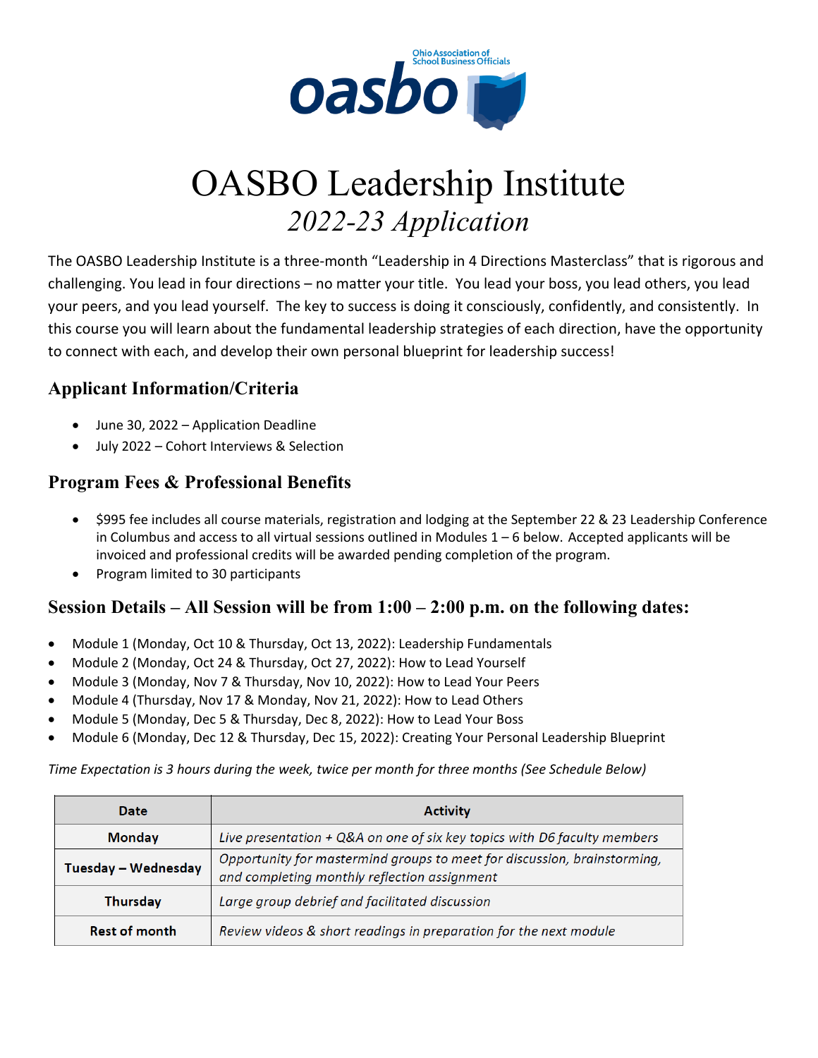Ohio Association of School Business Officials
oasbo

# OASBO Leadership Institute

## *2022-23 Application*

The OASBO Leadership Institute is a three-month "Leadership in 4 Directions Masterclass" that is rigorous and challenging. You lead in four directions – no matter your title. You lead your boss, you lead others, you lead your peers, and you lead yourself. The key to success is doing it consciously, confidently, and consistently. In this course you will learn about the fundamental leadership strategies of each direction, have the opportunity to connect with each, and develop their own personal blueprint for leadership success!

## Applicant Information/Criteria

- June 30, 2022 – Application Deadline
- July 2022 – Cohort Interviews & Selection

## Program Fees & Professional Benefits

- $995 fee includes all course materials, registration and lodging at the September 22 & 23 Leadership Conference in Columbus and access to all virtual sessions outlined in Modules 1 – 6 below. Accepted applicants will be invoiced and professional credits will be awarded pending completion of the program.
- Program limited to 30 participants

## Session Details – All Session will be from 1:00 – 2:00 p.m. on the following dates:

- Module 1 (Monday, Oct 10 & Thursday, Oct 13, 2022): Leadership Fundamentals
- Module 2 (Monday, Oct 24 & Thursday, Oct 27, 2022): How to Lead Yourself
- Module 3 (Monday, Nov 7 & Thursday, Nov 10, 2022): How to Lead Your Peers
- Module 4 (Thursday, Nov 17 & Monday, Nov 21, 2022): How to Lead Others
- Module 5 (Monday, Dec 5 & Thursday, Dec 8, 2022): How to Lead Your Boss
- Module 6 (Monday, Dec 12 & Thursday, Dec 15, 2022): Creating Your Personal Leadership Blueprint

*Time Expectation is 3 hours during the week, twice per month for three months (See Schedule Below)*

| Date | Activity |
|---|---|
| **Monday** | *Live presentation + Q&A on one of six key topics with D6 faculty members* |
| **Tuesday – Wednesday** | *Opportunity for mastermind groups to meet for discussion, brainstorming, and completing monthly reflection assignment* |
| **Thursday** | *Large group debrief and facilitated discussion* |
| **Rest of month** | *Review videos & short readings in preparation for the next module* |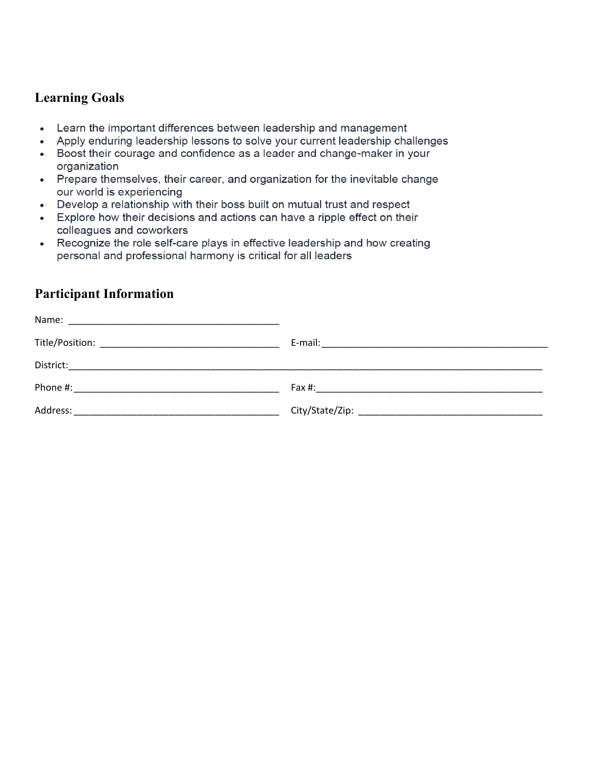## Learning Goals

- Learn the important differences between leadership and management
- Apply enduring leadership lessons to solve your current leadership challenges
- Boost their courage and confidence as a leader and change-maker in your organization
- Prepare themselves, their career, and organization for the inevitable change our world is experiencing
- Develop a relationship with their boss built on mutual trust and respect
- Explore how their decisions and actions can have a ripple effect on their colleagues and coworkers
- Recognize the role self-care plays in effective leadership and how creating personal and professional harmony is critical for all leaders

## Participant Information

Name: ________________________________________

Title/Position: ________________________________ E-mail:__________________________________________

District:_______________________________________________________________________________________

Phone #:_______________________________________ Fax #:___________________________________________

Address:_______________________________________ City/State/Zip: ___________________________________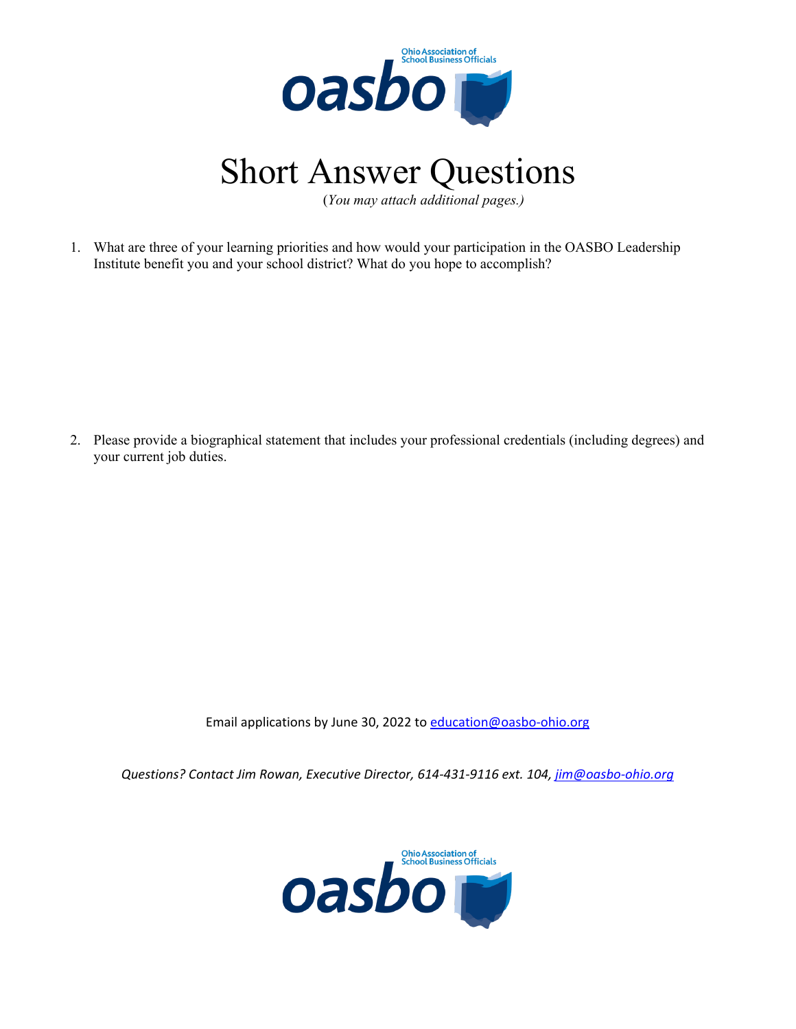Ohio Association of School Business Officials

oasbo

# Short Answer Questions

(*You may attach additional pages.)*

1. What are three of your learning priorities and how would your participation in the OASBO Leadership Institute benefit you and your school district? What do you hope to accomplish?

2. Please provide a biographical statement that includes your professional credentials (including degrees) and your current job duties.

Email applications by June 30, 2022 to [education@oasbo-ohio.org](mailto:education@oasbo-ohio.org)

*Questions? Contact Jim Rowan, Executive Director, 614-431-9116 ext. 104, [jim@oasbo-ohio.org](mailto:jim@oasbo-ohio.org)*

Ohio Association of School Business Officials

oasbo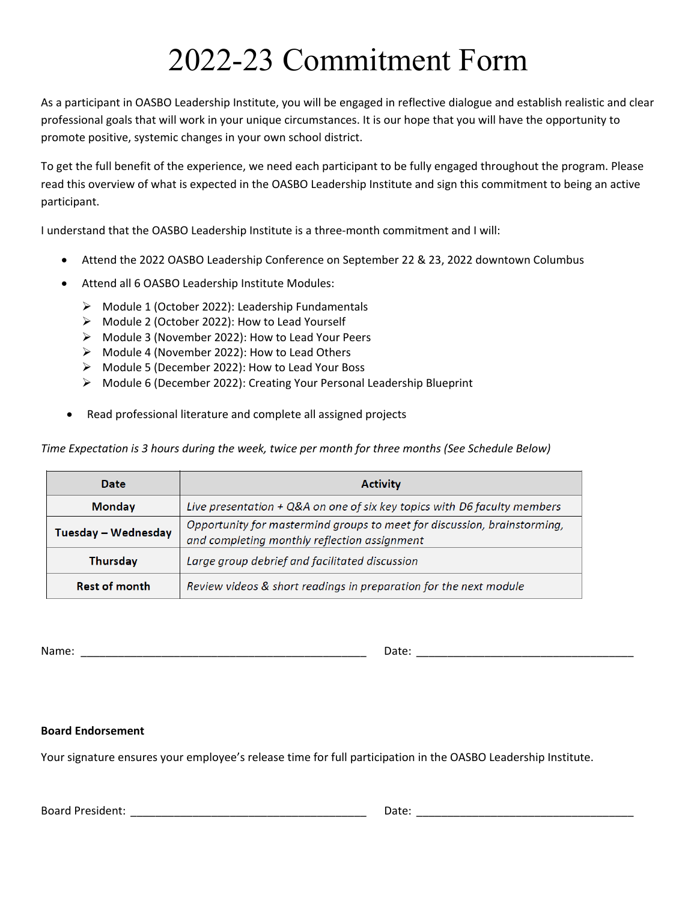# 2022-23 Commitment Form

As a participant in OASBO Leadership Institute, you will be engaged in reflective dialogue and establish realistic and clear professional goals that will work in your unique circumstances. It is our hope that you will have the opportunity to promote positive, systemic changes in your own school district.

To get the full benefit of the experience, we need each participant to be fully engaged throughout the program. Please read this overview of what is expected in the OASBO Leadership Institute and sign this commitment to being an active participant.

I understand that the OASBO Leadership Institute is a three-month commitment and I will:

- Attend the 2022 OASBO Leadership Conference on September 22 & 23, 2022 downtown Columbus
- Attend all 6 OASBO Leadership Institute Modules:
  - Module 1 (October 2022): Leadership Fundamentals
  - Module 2 (October 2022): How to Lead Yourself
  - Module 3 (November 2022): How to Lead Your Peers
  - Module 4 (November 2022): How to Lead Others
  - Module 5 (December 2022): How to Lead Your Boss
  - Module 6 (December 2022): Creating Your Personal Leadership Blueprint
- Read professional literature and complete all assigned projects

*Time Expectation is 3 hours during the week, twice per month for three months (See Schedule Below)*

| Date | Activity |
|---|---|
| **Monday** | *Live presentation + Q&A on one of six key topics with D6 faculty members* |
| **Tuesday – Wednesday** | *Opportunity for mastermind groups to meet for discussion, brainstorming, and completing monthly reflection assignment* |
| **Thursday** | *Large group debrief and facilitated discussion* |
| **Rest of month** | *Review videos & short readings in preparation for the next module* |

Name: ______________________________________________ Date: ___________________________________

**Board Endorsement**

Your signature ensures your employee's release time for full participation in the OASBO Leadership Institute.

Board President: ______________________________________ Date: ___________________________________